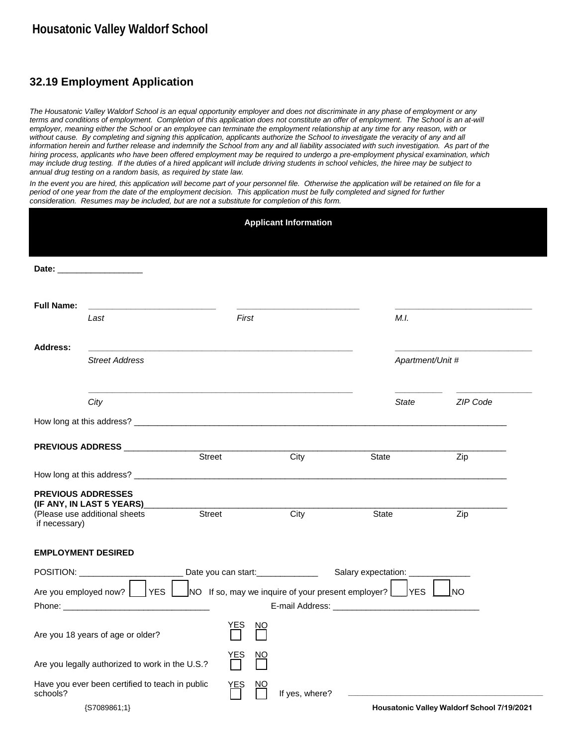# Housatonic Valley Waldorf School

## 32.19 Employment Application

*The Housatonic Valley Waldorf School is an equal opportunity employer and does not discriminate in any phase of employment or any terms and conditions of employment. Completion of this application does not constitute an offer of employment. The School is an at-will employer, meaning either the School or an employee can terminate the employment relationship at any time for any reason, with or without cause. By completing and signing this application, applicants authorize the School to investigate the veracity of any and all information herein and further release and indemnify the School from any and all liability associated with such investigation. As part of the hiring process, applicants who have been offered employment may be required to undergo a pre-employment physical examination, which may include drug testing. If the duties of a hired applicant will include driving students in school vehicles, the hiree may be subject to annual drug testing on a random basis, as required by state law.*

*In the event you are hired, this application will become part of your personnel file. Otherwise the application will be retained on file for a period of one year from the date of the employment decision. This application must be fully completed and signed for further consideration. Resumes may be included, but are not a substitute for completion of this form.*

### Applicant Information

**Date:** __________________

**Full Name:** ___________________________ ___________________________ ___________________________
*Last* *First* *M.I.*

**Address:** ___________________________________________________________ ___________________________
*Street Address* *Apartment/Unit #*

___________________________________________________________ __________ ________________
*City* *State* *ZIP Code*

How long at this address? ______________________________________________________________________

**PREVIOUS ADDRESS** ______________________________________________________________________
Street City State Zip

How long at this address? ______________________________________________________________________

**PREVIOUS ADDRESSES (IF ANY, IN LAST 5 YEARS)**______________________________________________________
(Please use additional sheets if necessary) Street City State Zip

**EMPLOYMENT DESIRED**

POSITION: ______________________ Date you can start:_____________ Salary expectation: _____________

Are you employed now? ☐ YES ☐ NO If so, may we inquire of your present employer? ☐ YES ☐ NO

Phone: _______________________________ E-mail Address: _______________________________

Are you 18 years of age or older? YES ☐ NO ☐

Are you legally authorized to work in the U.S.? YES ☐ NO ☐

Have you ever been certified to teach in public schools? YES ☐ NO ☐ If yes, where? ______________________________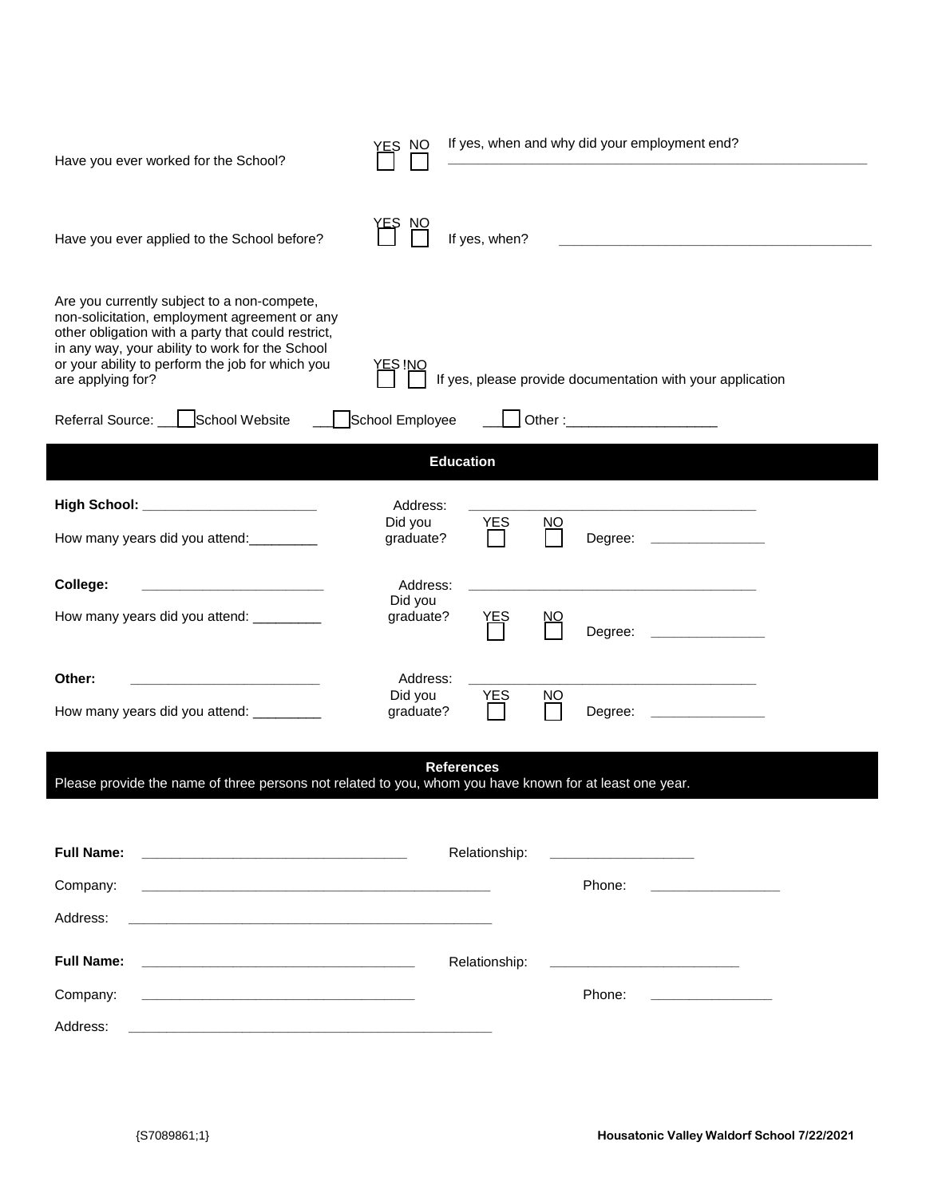Have you ever worked for the School? YES ☐ NO ☐ If yes, when and why did your employment end? ______________________________

Have you ever applied to the School before? YES ☐ NO ☐ If yes, when? ______________________________

Are you currently subject to a non-compete, non-solicitation, employment agreement or any other obligation with a party that could restrict, in any way, your ability to work for the School or your ability to perform the job for which you are applying for? YES ☐ NO ☐ If yes, please provide documentation with your application

Referral Source: ☐ School Website ☐ School Employee ☐ Other :____________________

## Education

**High School:** ______________________ Address: ______________________

How many years did you attend:_________ Did you graduate? YES ☐ NO ☐ Degree: _______________

**College:** ______________________ Address: ______________________

How many years did you attend: _________ Did you graduate? YES ☐ NO ☐ Degree: _______________

**Other:** ______________________ Address: ______________________

How many years did you attend: _________ Did you graduate? YES ☐ NO ☐ Degree: _______________

## References

Please provide the name of three persons not related to you, whom you have known for at least one year.

**Full Name:** ______________________ Relationship: ______________________

Company: ______________________ Phone: ______________________

Address: ______________________

**Full Name:** ______________________ Relationship: ______________________

Company: ______________________ Phone: ______________________

Address: ______________________

{S7089861;1} **Housatonic Valley Waldorf School 7/22/2021**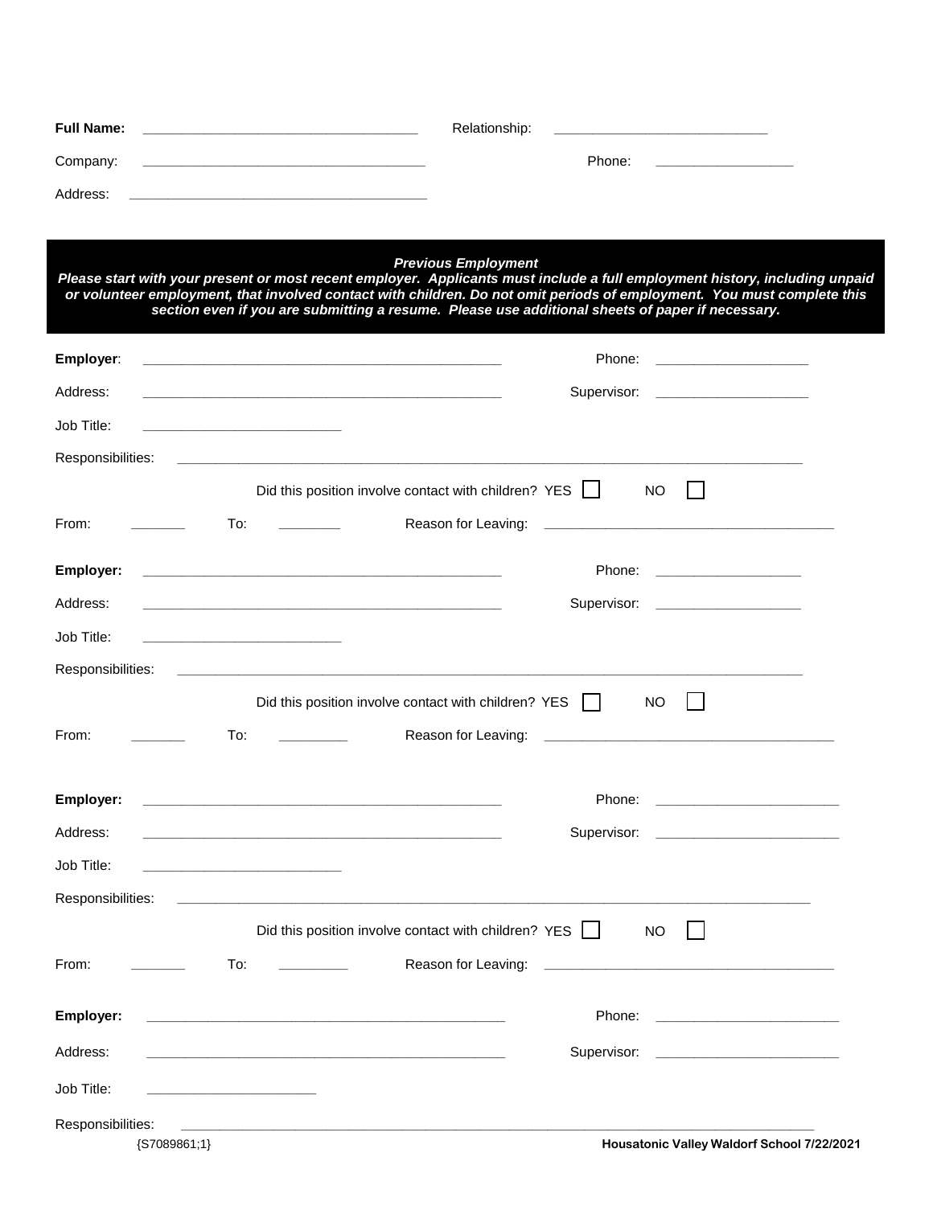**Full Name:** ___________________________________ Relationship: ___________________________

Company: ______________________________________ Phone: _________________

Address: ________________________________________

***Previous Employment***

***Please start with your present or most recent employer. Applicants must include a full employment history, including unpaid or volunteer employment, that involved contact with children. Do not omit periods of employment. You must complete this section even if you are submitting a resume. Please use additional sheets of paper if necessary.***

**Employer**: _______________________________________________ Phone: ____________________

Address: _______________________________________________ Supervisor: ____________________

Job Title: __________________________

Responsibilities: ________________________________________________________________________________

Did this position involve contact with children? YES ☐ NO ☐

From: _______ To: ________ Reason for Leaving: ______________________________________

**Employer:** _______________________________________________ Phone: ____________________

Address: _______________________________________________ Supervisor: ____________________

Job Title: __________________________

Responsibilities: ________________________________________________________________________________

Did this position involve contact with children? YES ☐ NO ☐

From: _______ To: _________ Reason for Leaving: ______________________________________

**Employer:** _______________________________________________ Phone: ________________________

Address: _______________________________________________ Supervisor: ________________________

Job Title: __________________________

Responsibilities: ________________________________________________________________________________

Did this position involve contact with children? YES ☐ NO ☐

From: _______ To: _________ Reason for Leaving: ______________________________________

**Employer:** _______________________________________________ Phone: ________________________

Address: _______________________________________________ Supervisor: ________________________

Job Title: ______________________

Responsibilities: ________________________________________________________________________________

{S7089861;1} **Housatonic Valley Waldorf School 7/22/2021**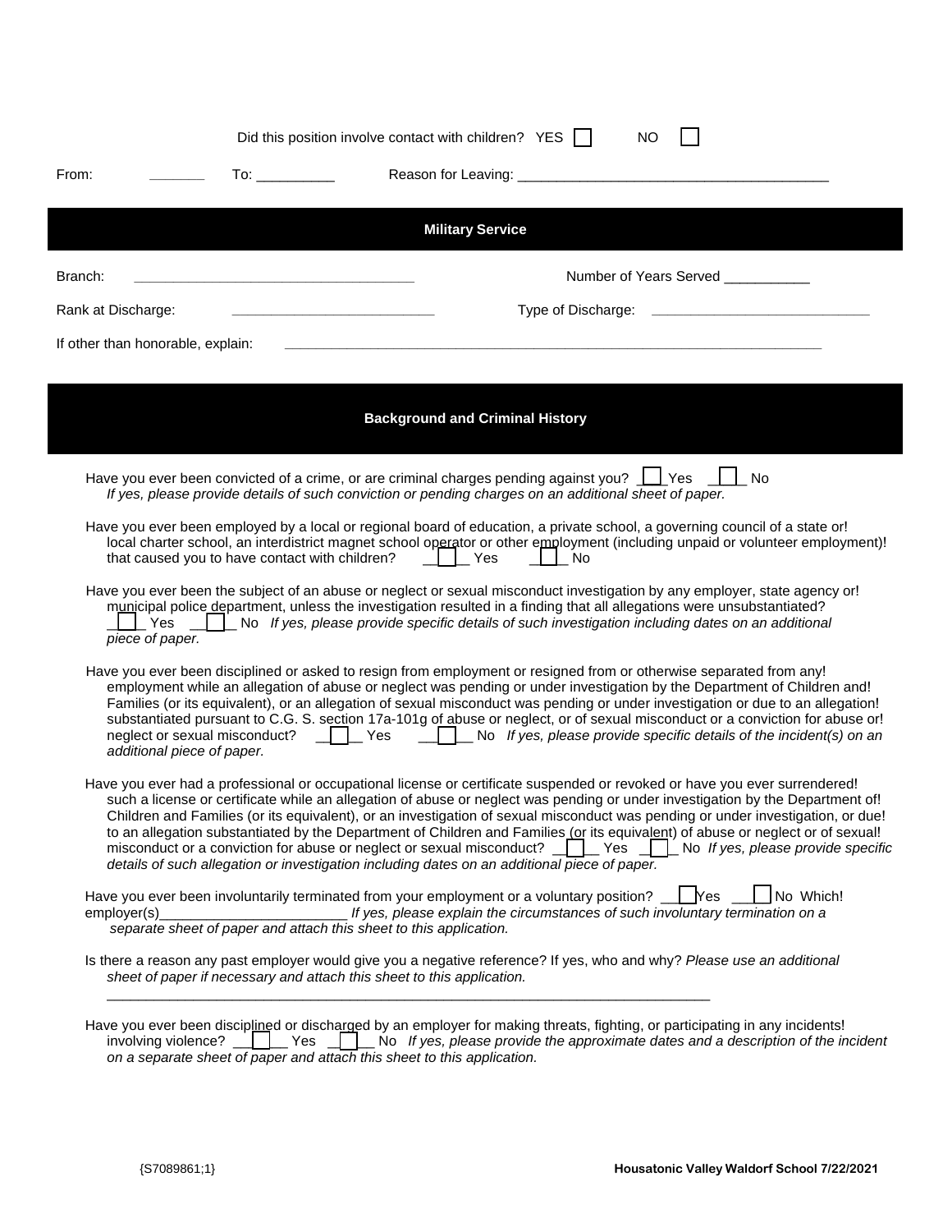Did this position involve contact with children? YES ☐ NO ☐

From: _______ To: __________ Reason for Leaving: ________________________________________

## Military Service

Branch: ____________________________________ Number of Years Served ___________

Rank at Discharge: __________________________ Type of Discharge: ____________________________

If other than honorable, explain: ________________________________________________________________________

## Background and Criminal History

Have you ever been convicted of a crime, or are criminal charges pending against you? ☐ Yes ☐ No
*If yes, please provide details of such conviction or pending charges on an additional sheet of paper.*

Have you ever been employed by a local or regional board of education, a private school, a governing council of a state or! local charter school, an interdistrict magnet school operator or other employment (including unpaid or volunteer employment)! that caused you to have contact with children? ☐ Yes ☐ No

Have you ever been the subject of an abuse or neglect or sexual misconduct investigation by any employer, state agency or! municipal police department, unless the investigation resulted in a finding that all allegations were unsubstantiated? ☐ Yes ☐ No *If yes, please provide specific details of such investigation including dates on an additional piece of paper.*

Have you ever been disciplined or asked to resign from employment or resigned from or otherwise separated from any! employment while an allegation of abuse or neglect was pending or under investigation by the Department of Children and! Families (or its equivalent), or an allegation of sexual misconduct was pending or under investigation or due to an allegation! substantiated pursuant to C.G. S. section 17a-101g of abuse or neglect, or of sexual misconduct or a conviction for abuse or! neglect or sexual misconduct? ☐ Yes ☐ No *If yes, please provide specific details of the incident(s) on an additional piece of paper.*

Have you ever had a professional or occupational license or certificate suspended or revoked or have you ever surrendered! such a license or certificate while an allegation of abuse or neglect was pending or under investigation by the Department of! Children and Families (or its equivalent), or an investigation of sexual misconduct was pending or under investigation, or due! to an allegation substantiated by the Department of Children and Families (or its equivalent) of abuse or neglect or of sexual! misconduct or a conviction for abuse or neglect or sexual misconduct? ☐ Yes ☐ No *If yes, please provide specific details of such allegation or investigation including dates on an additional piece of paper.*

Have you ever been involuntarily terminated from your employment or a voluntary position? ☐ Yes ☐ No Which! employer(s)________________________ *If yes, please explain the circumstances of such involuntary termination on a separate sheet of paper and attach this sheet to this application.*

Is there a reason any past employer would give you a negative reference? If yes, who and why? *Please use an additional sheet of paper if necessary and attach this sheet to this application.*

____________________________________________________________________________

Have you ever been disciplined or discharged by an employer for making threats, fighting, or participating in any incidents! involving violence? ☐ Yes ☐ No *If yes, please provide the approximate dates and a description of the incident on a separate sheet of paper and attach this sheet to this application.*

{S7089861;1} **Housatonic Valley Waldorf School 7/22/2021**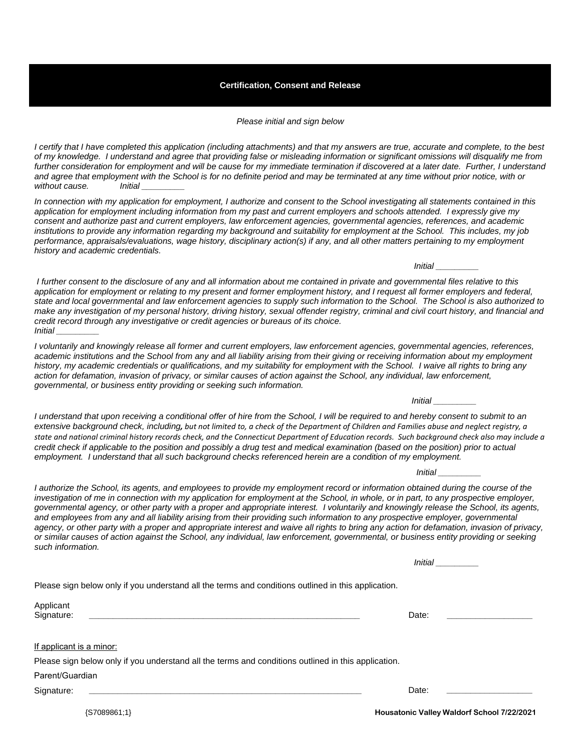## Certification, Consent and Release

*Please initial and sign below*

*I certify that I have completed this application (including attachments) and that my answers are true, accurate and complete, to the best of my knowledge. I understand and agree that providing false or misleading information or significant omissions will disqualify me from further consideration for employment and will be cause for my immediate termination if discovered at a later date. Further, I understand and agree that employment with the School is for no definite period and may be terminated at any time without prior notice, with or without cause.* *Initial _________*

*In connection with my application for employment, I authorize and consent to the School investigating all statements contained in this application for employment including information from my past and current employers and schools attended. I expressly give my consent and authorize past and current employers, law enforcement agencies, governmental agencies, references, and academic institutions to provide any information regarding my background and suitability for employment at the School. This includes, my job performance, appraisals/evaluations, wage history, disciplinary action(s) if any, and all other matters pertaining to my employment history and academic credentials.*

*Initial _________*

*I further consent to the disclosure of any and all information about me contained in private and governmental files relative to this application for employment or relating to my present and former employment history, and I request all former employers and federal, state and local governmental and law enforcement agencies to supply such information to the School. The School is also authorized to make any investigation of my personal history, driving history, sexual offender registry, criminal and civil court history, and financial and credit record through any investigative or credit agencies or bureaus of its choice.*
*Initial _________*

*I voluntarily and knowingly release all former and current employers, law enforcement agencies, governmental agencies, references, academic institutions and the School from any and all liability arising from their giving or receiving information about my employment history, my academic credentials or qualifications, and my suitability for employment with the School. I waive all rights to bring any action for defamation, invasion of privacy, or similar causes of action against the School, any individual, law enforcement, governmental, or business entity providing or seeking such information.*

*Initial _________*

*I understand that upon receiving a conditional offer of hire from the School, I will be required to and hereby consent to submit to an extensive background check, including, but not limited to, a check of the Department of Children and Families abuse and neglect registry, a state and national criminal history records check, and the Connecticut Department of Education records. Such background check also may include a credit check if applicable to the position and possibly a drug test and medical examination (based on the position) prior to actual employment. I understand that all such background checks referenced herein are a condition of my employment.*

*Initial _________*

*I authorize the School, its agents, and employees to provide my employment record or information obtained during the course of the investigation of me in connection with my application for employment at the School, in whole, or in part, to any prospective employer, governmental agency, or other party with a proper and appropriate interest. I voluntarily and knowingly release the School, its agents, and employees from any and all liability arising from their providing such information to any prospective employer, governmental agency, or other party with a proper and appropriate interest and waive all rights to bring any action for defamation, invasion of privacy, or similar causes of action against the School, any individual, law enforcement, governmental, or business entity providing or seeking such information.*

*Initial _________*

Please sign below only if you understand all the terms and conditions outlined in this application.

Applicant Signature: ____________________________________________________________ Date: __________________

If applicant is a minor:

Please sign below only if you understand all the terms and conditions outlined in this application.

Parent/Guardian Signature: ____________________________________________________________ Date: __________________

{S7089861;1} **Housatonic Valley Waldorf School 7/22/2021**